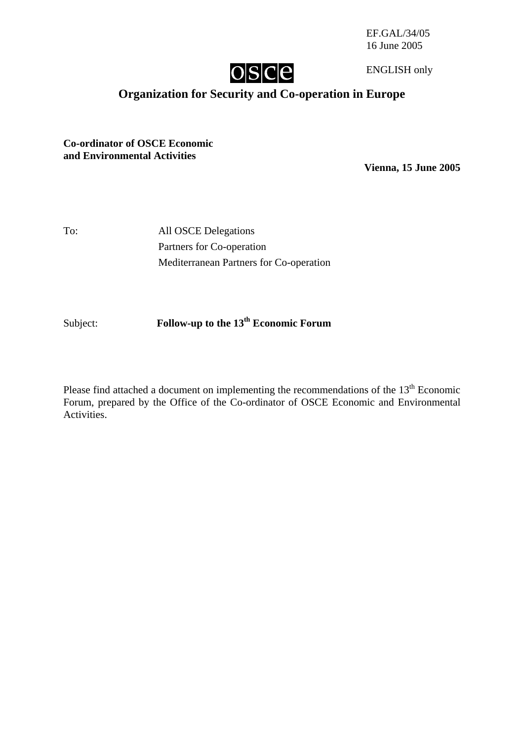EF.GAL/34/05
16 June 2005

ENGLISH only

OSCE

# Organization for Security and Co-operation in Europe

**Co-ordinator of OSCE Economic and Environmental Activities**

**Vienna, 15 June 2005**

To: All OSCE Delegations
Partners for Co-operation
Mediterranean Partners for Co-operation

Subject: **Follow-up to the 13th Economic Forum**

Please find attached a document on implementing the recommendations of the 13th Economic Forum, prepared by the Office of the Co-ordinator of OSCE Economic and Environmental Activities.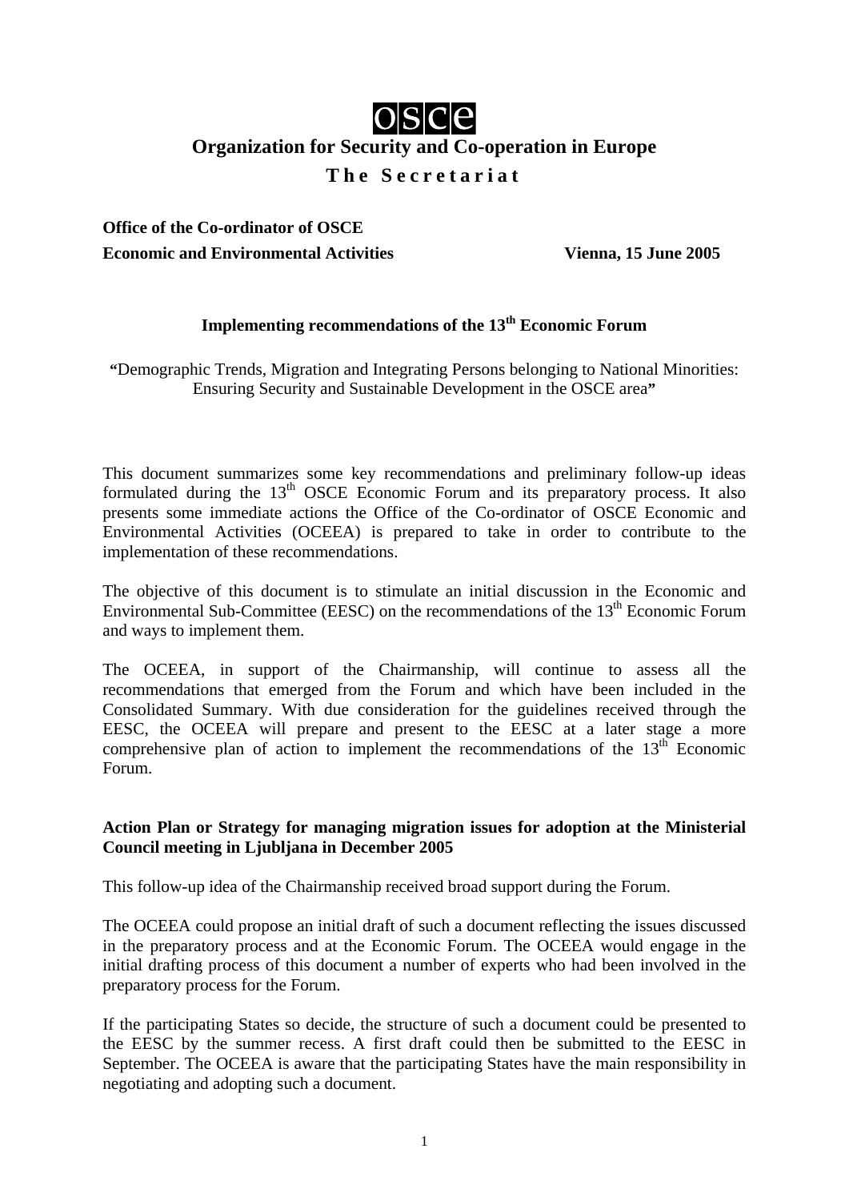osce

**Organization for Security and Co-operation in Europe**

**The Secretariat**

**Office of the Co-ordinator of OSCE**
**Economic and Environmental Activities** **Vienna, 15 June 2005**

## Implementing recommendations of the 13th Economic Forum

"Demographic Trends, Migration and Integrating Persons belonging to National Minorities: Ensuring Security and Sustainable Development in the OSCE area"

This document summarizes some key recommendations and preliminary follow-up ideas formulated during the 13th OSCE Economic Forum and its preparatory process. It also presents some immediate actions the Office of the Co-ordinator of OSCE Economic and Environmental Activities (OCEEA) is prepared to take in order to contribute to the implementation of these recommendations.

The objective of this document is to stimulate an initial discussion in the Economic and Environmental Sub-Committee (EESC) on the recommendations of the 13th Economic Forum and ways to implement them.

The OCEEA, in support of the Chairmanship, will continue to assess all the recommendations that emerged from the Forum and which have been included in the Consolidated Summary. With due consideration for the guidelines received through the EESC, the OCEEA will prepare and present to the EESC at a later stage a more comprehensive plan of action to implement the recommendations of the 13th Economic Forum.

**Action Plan or Strategy for managing migration issues for adoption at the Ministerial Council meeting in Ljubljana in December 2005**

This follow-up idea of the Chairmanship received broad support during the Forum.

The OCEEA could propose an initial draft of such a document reflecting the issues discussed in the preparatory process and at the Economic Forum. The OCEEA would engage in the initial drafting process of this document a number of experts who had been involved in the preparatory process for the Forum.

If the participating States so decide, the structure of such a document could be presented to the EESC by the summer recess. A first draft could then be submitted to the EESC in September. The OCEEA is aware that the participating States have the main responsibility in negotiating and adopting such a document.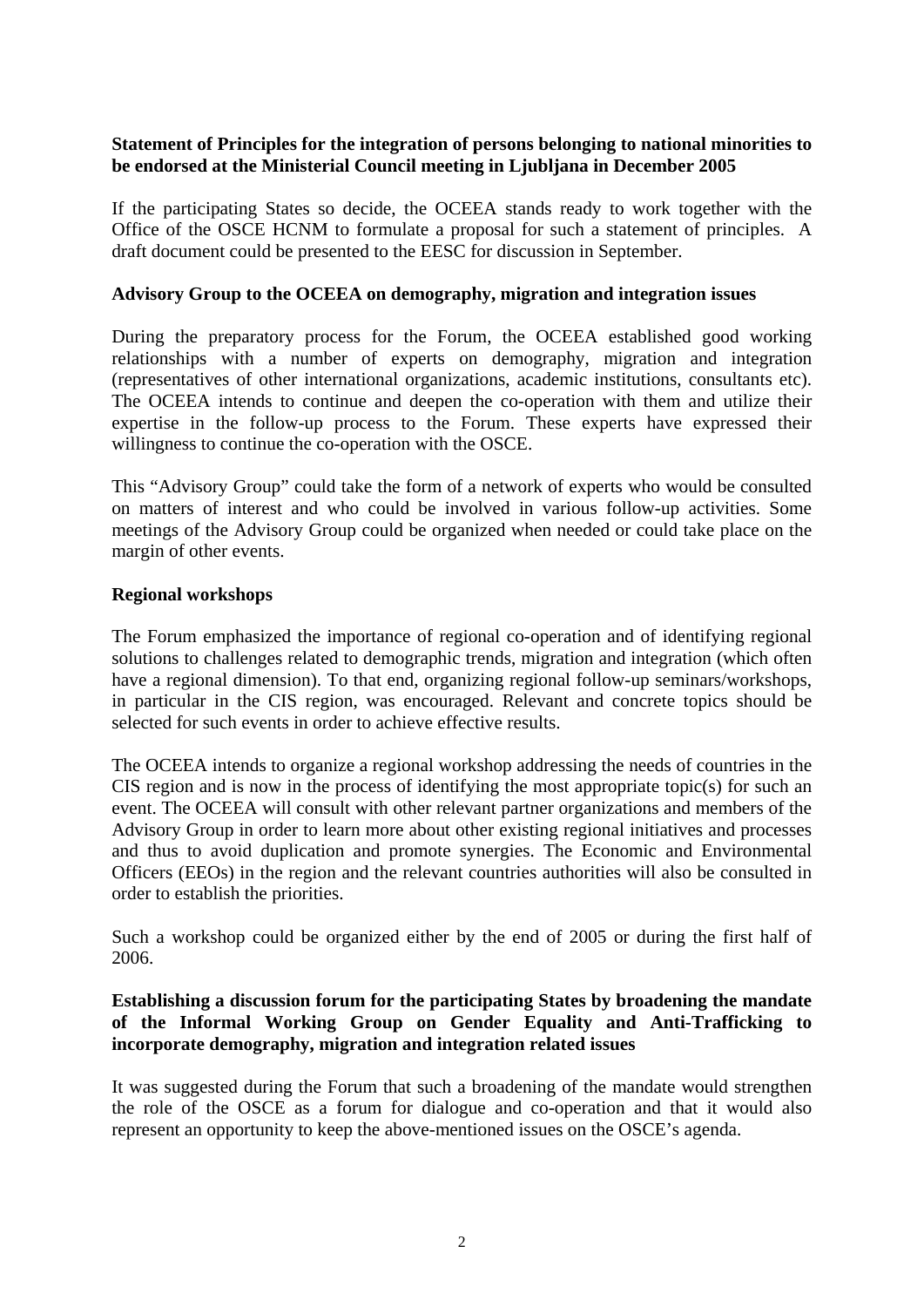**Statement of Principles for the integration of persons belonging to national minorities to be endorsed at the Ministerial Council meeting in Ljubljana in December 2005**

If the participating States so decide, the OCEEA stands ready to work together with the Office of the OSCE HCNM to formulate a proposal for such a statement of principles. A draft document could be presented to the EESC for discussion in September.

**Advisory Group to the OCEEA on demography, migration and integration issues**

During the preparatory process for the Forum, the OCEEA established good working relationships with a number of experts on demography, migration and integration (representatives of other international organizations, academic institutions, consultants etc). The OCEEA intends to continue and deepen the co-operation with them and utilize their expertise in the follow-up process to the Forum. These experts have expressed their willingness to continue the co-operation with the OSCE.

This "Advisory Group" could take the form of a network of experts who would be consulted on matters of interest and who could be involved in various follow-up activities. Some meetings of the Advisory Group could be organized when needed or could take place on the margin of other events.

**Regional workshops**

The Forum emphasized the importance of regional co-operation and of identifying regional solutions to challenges related to demographic trends, migration and integration (which often have a regional dimension). To that end, organizing regional follow-up seminars/workshops, in particular in the CIS region, was encouraged. Relevant and concrete topics should be selected for such events in order to achieve effective results.

The OCEEA intends to organize a regional workshop addressing the needs of countries in the CIS region and is now in the process of identifying the most appropriate topic(s) for such an event. The OCEEA will consult with other relevant partner organizations and members of the Advisory Group in order to learn more about other existing regional initiatives and processes and thus to avoid duplication and promote synergies. The Economic and Environmental Officers (EEOs) in the region and the relevant countries authorities will also be consulted in order to establish the priorities.

Such a workshop could be organized either by the end of 2005 or during the first half of 2006.

**Establishing a discussion forum for the participating States by broadening the mandate of the Informal Working Group on Gender Equality and Anti-Trafficking to incorporate demography, migration and integration related issues**

It was suggested during the Forum that such a broadening of the mandate would strengthen the role of the OSCE as a forum for dialogue and co-operation and that it would also represent an opportunity to keep the above-mentioned issues on the OSCE's agenda.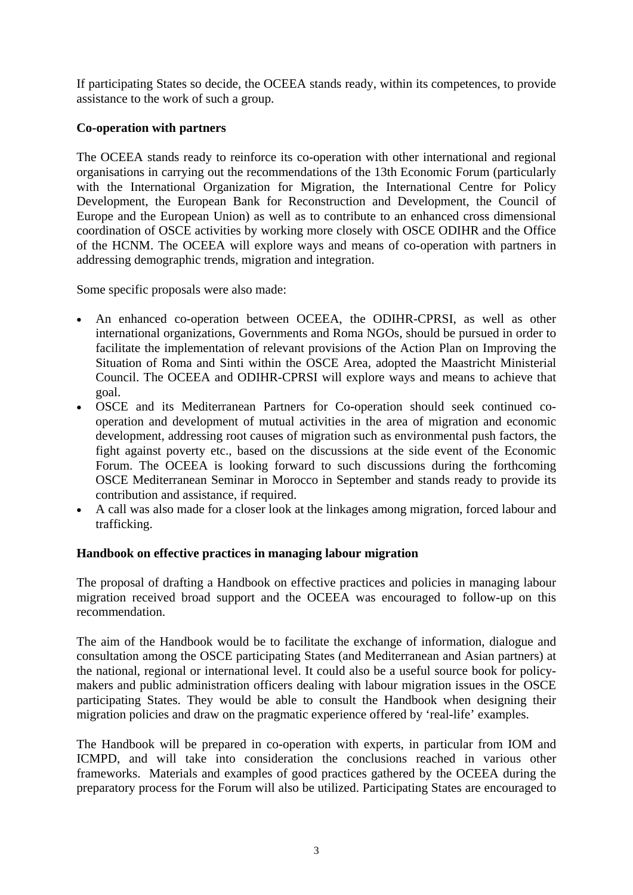If participating States so decide, the OCEEA stands ready, within its competences, to provide assistance to the work of such a group.

**Co-operation with partners**

The OCEEA stands ready to reinforce its co-operation with other international and regional organisations in carrying out the recommendations of the 13th Economic Forum (particularly with the International Organization for Migration, the International Centre for Policy Development, the European Bank for Reconstruction and Development, the Council of Europe and the European Union) as well as to contribute to an enhanced cross dimensional coordination of OSCE activities by working more closely with OSCE ODIHR and the Office of the HCNM. The OCEEA will explore ways and means of co-operation with partners in addressing demographic trends, migration and integration.

Some specific proposals were also made:

- An enhanced co-operation between OCEEA, the ODIHR-CPRSI, as well as other international organizations, Governments and Roma NGOs, should be pursued in order to facilitate the implementation of relevant provisions of the Action Plan on Improving the Situation of Roma and Sinti within the OSCE Area, adopted the Maastricht Ministerial Council. The OCEEA and ODIHR-CPRSI will explore ways and means to achieve that goal.
- OSCE and its Mediterranean Partners for Co-operation should seek continued co-operation and development of mutual activities in the area of migration and economic development, addressing root causes of migration such as environmental push factors, the fight against poverty etc., based on the discussions at the side event of the Economic Forum. The OCEEA is looking forward to such discussions during the forthcoming OSCE Mediterranean Seminar in Morocco in September and stands ready to provide its contribution and assistance, if required.
- A call was also made for a closer look at the linkages among migration, forced labour and trafficking.

**Handbook on effective practices in managing labour migration**

The proposal of drafting a Handbook on effective practices and policies in managing labour migration received broad support and the OCEEA was encouraged to follow-up on this recommendation.

The aim of the Handbook would be to facilitate the exchange of information, dialogue and consultation among the OSCE participating States (and Mediterranean and Asian partners) at the national, regional or international level. It could also be a useful source book for policy-makers and public administration officers dealing with labour migration issues in the OSCE participating States. They would be able to consult the Handbook when designing their migration policies and draw on the pragmatic experience offered by 'real-life' examples.

The Handbook will be prepared in co-operation with experts, in particular from IOM and ICMPD, and will take into consideration the conclusions reached in various other frameworks. Materials and examples of good practices gathered by the OCEEA during the preparatory process for the Forum will also be utilized. Participating States are encouraged to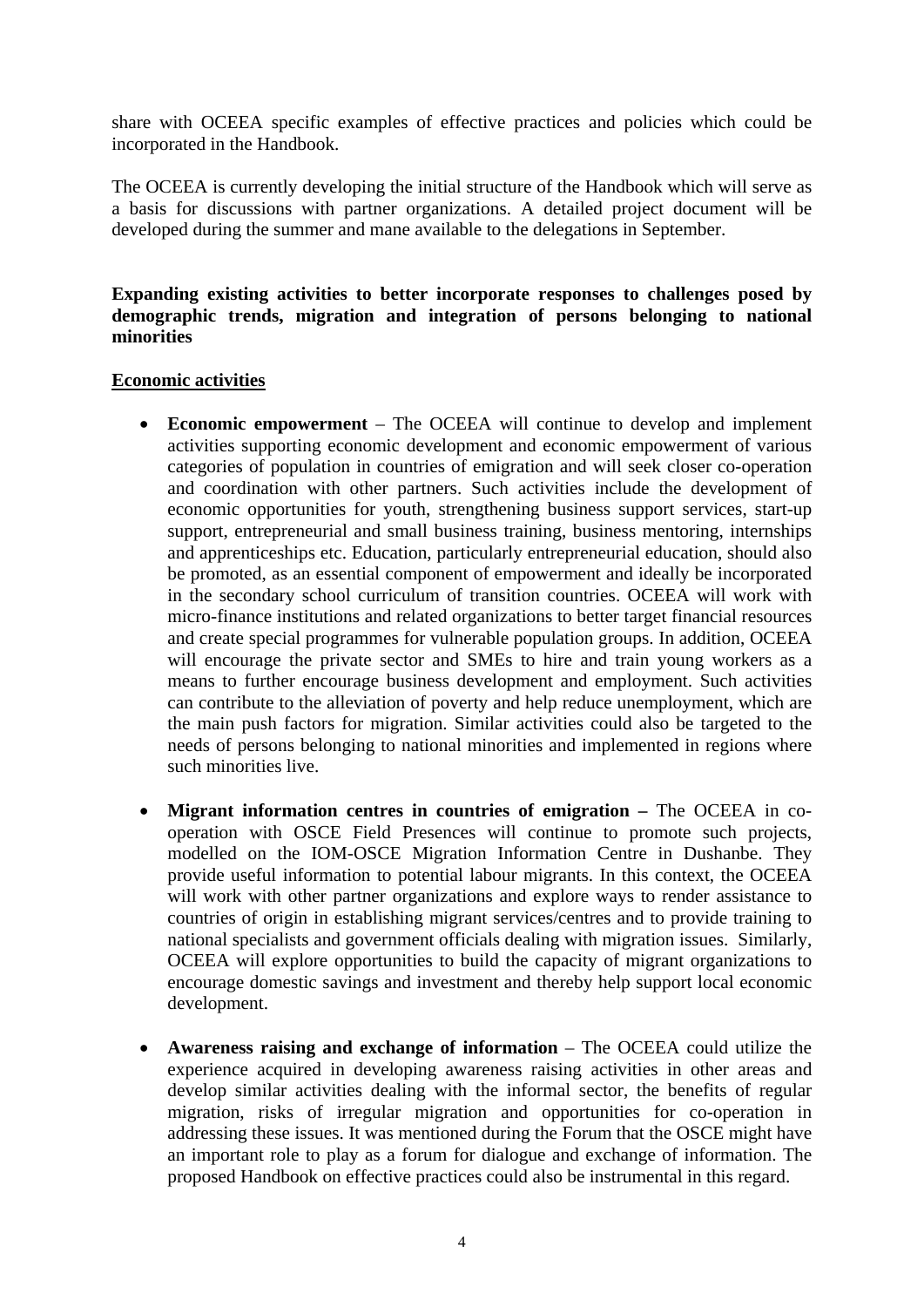share with OCEEA specific examples of effective practices and policies which could be incorporated in the Handbook.

The OCEEA is currently developing the initial structure of the Handbook which will serve as a basis for discussions with partner organizations. A detailed project document will be developed during the summer and mane available to the delegations in September.

**Expanding existing activities to better incorporate responses to challenges posed by demographic trends, migration and integration of persons belonging to national minorities**

**Economic activities**

- **Economic empowerment** – The OCEEA will continue to develop and implement activities supporting economic development and economic empowerment of various categories of population in countries of emigration and will seek closer co-operation and coordination with other partners. Such activities include the development of economic opportunities for youth, strengthening business support services, start-up support, entrepreneurial and small business training, business mentoring, internships and apprenticeships etc. Education, particularly entrepreneurial education, should also be promoted, as an essential component of empowerment and ideally be incorporated in the secondary school curriculum of transition countries. OCEEA will work with micro-finance institutions and related organizations to better target financial resources and create special programmes for vulnerable population groups. In addition, OCEEA will encourage the private sector and SMEs to hire and train young workers as a means to further encourage business development and employment. Such activities can contribute to the alleviation of poverty and help reduce unemployment, which are the main push factors for migration. Similar activities could also be targeted to the needs of persons belonging to national minorities and implemented in regions where such minorities live.

- **Migrant information centres in countries of emigration –** The OCEEA in co-operation with OSCE Field Presences will continue to promote such projects, modelled on the IOM-OSCE Migration Information Centre in Dushanbe. They provide useful information to potential labour migrants. In this context, the OCEEA will work with other partner organizations and explore ways to render assistance to countries of origin in establishing migrant services/centres and to provide training to national specialists and government officials dealing with migration issues. Similarly, OCEEA will explore opportunities to build the capacity of migrant organizations to encourage domestic savings and investment and thereby help support local economic development.

- **Awareness raising and exchange of information** – The OCEEA could utilize the experience acquired in developing awareness raising activities in other areas and develop similar activities dealing with the informal sector, the benefits of regular migration, risks of irregular migration and opportunities for co-operation in addressing these issues. It was mentioned during the Forum that the OSCE might have an important role to play as a forum for dialogue and exchange of information. The proposed Handbook on effective practices could also be instrumental in this regard.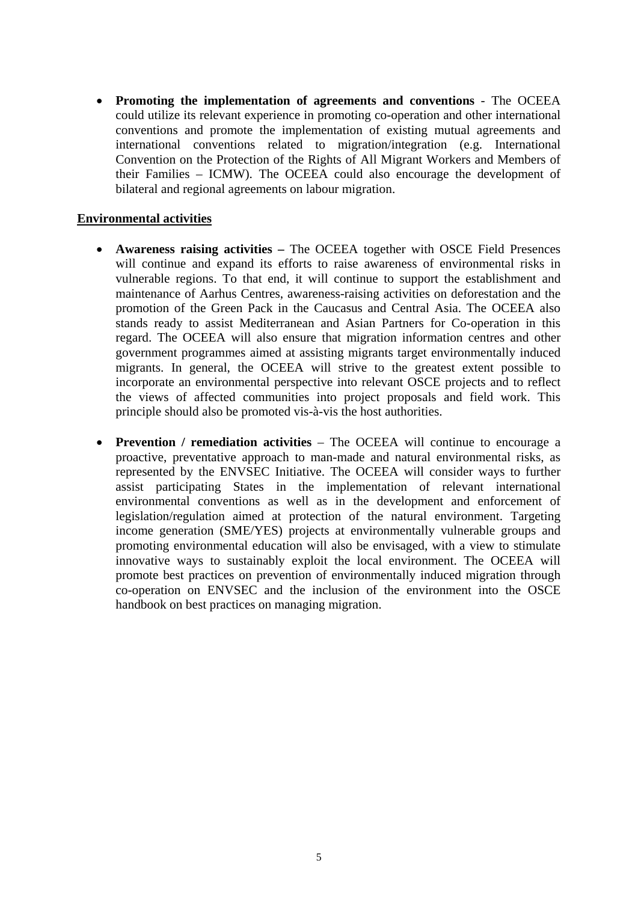- **Promoting the implementation of agreements and conventions** - The OCEEA could utilize its relevant experience in promoting co-operation and other international conventions and promote the implementation of existing mutual agreements and international conventions related to migration/integration (e.g. International Convention on the Protection of the Rights of All Migrant Workers and Members of their Families – ICMW). The OCEEA could also encourage the development of bilateral and regional agreements on labour migration.

**Environmental activities**

- **Awareness raising activities –** The OCEEA together with OSCE Field Presences will continue and expand its efforts to raise awareness of environmental risks in vulnerable regions. To that end, it will continue to support the establishment and maintenance of Aarhus Centres, awareness-raising activities on deforestation and the promotion of the Green Pack in the Caucasus and Central Asia. The OCEEA also stands ready to assist Mediterranean and Asian Partners for Co-operation in this regard. The OCEEA will also ensure that migration information centres and other government programmes aimed at assisting migrants target environmentally induced migrants. In general, the OCEEA will strive to the greatest extent possible to incorporate an environmental perspective into relevant OSCE projects and to reflect the views of affected communities into project proposals and field work. This principle should also be promoted vis-à-vis the host authorities.

- **Prevention / remediation activities** – The OCEEA will continue to encourage a proactive, preventative approach to man-made and natural environmental risks, as represented by the ENVSEC Initiative. The OCEEA will consider ways to further assist participating States in the implementation of relevant international environmental conventions as well as in the development and enforcement of legislation/regulation aimed at protection of the natural environment. Targeting income generation (SME/YES) projects at environmentally vulnerable groups and promoting environmental education will also be envisaged, with a view to stimulate innovative ways to sustainably exploit the local environment. The OCEEA will promote best practices on prevention of environmentally induced migration through co-operation on ENVSEC and the inclusion of the environment into the OSCE handbook on best practices on managing migration.